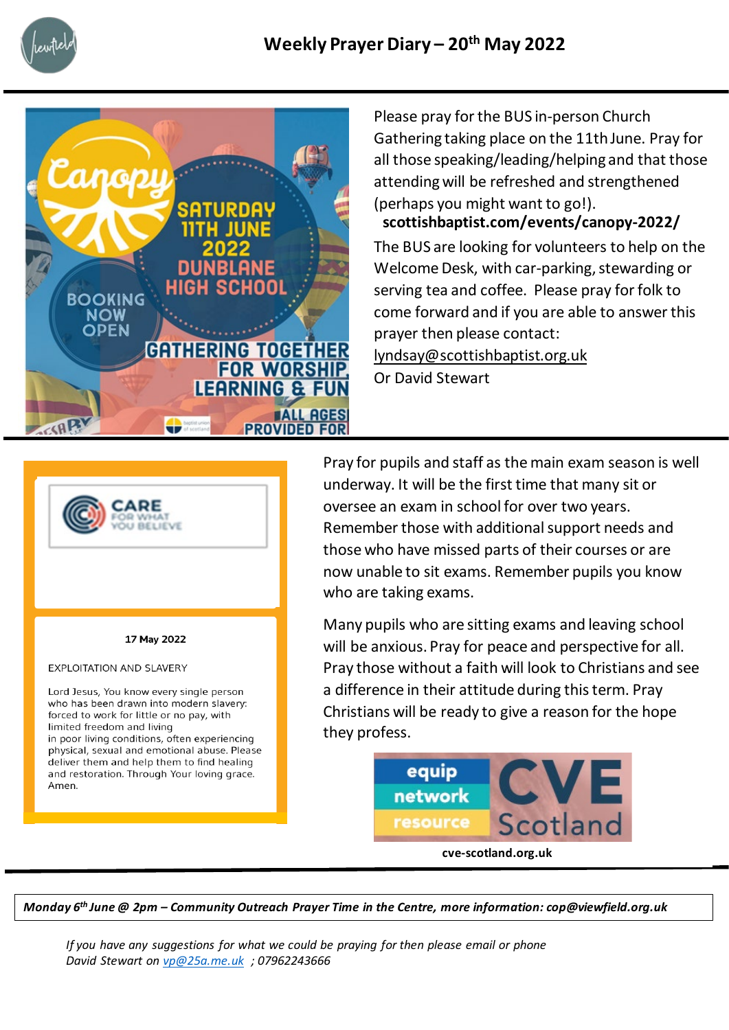# Weekly Prayer Diary – 20th May 2022

Please pray for the BUS in-person Church Gathering taking place on the 11th June. Pray for all those speaking/leading/helping and that those attending will be refreshed and strengthened (perhaps you might want to go!).

**scottishbaptist.com/events/canopy-2022/**

The BUS are looking for volunteers to help on the Welcome Desk, with car-parking, stewarding or serving tea and coffee. Please pray for folk to come forward and if you are able to answer this prayer then please contact: lyndsay@scottishbaptist.org.uk

Or David Stewart

---

CARE FOR WHAT YOU BELIEVE

17 May 2022

EXPLOITATION AND SLAVERY

Lord Jesus, You know every single person who has been drawn into modern slavery: forced to work for little or no pay, with limited freedom and living in poor living conditions, often experiencing physical, sexual and emotional abuse. Please deliver them and help them to find healing and restoration. Through Your loving grace. Amen.

Pray for pupils and staff as the main exam season is well underway. It will be the first time that many sit or oversee an exam in school for over two years. Remember those with additional support needs and those who have missed parts of their courses or are now unable to sit exams. Remember pupils you know who are taking exams.

Many pupils who are sitting exams and leaving school will be anxious. Pray for peace and perspective for all. Pray those without a faith will look to Christians and see a difference in their attitude during this term. Pray Christians will be ready to give a reason for the hope they profess.

equip network resource CVE Scotland

**cve-scotland.org.uk**

---

***Monday 6th June @ 2pm – Community Outreach Prayer Time in the Centre, more information: cop@viewfield.org.uk***

*If you have any suggestions for what we could be praying for then please email or phone David Stewart on vp@25a.me.uk ; 07962243666*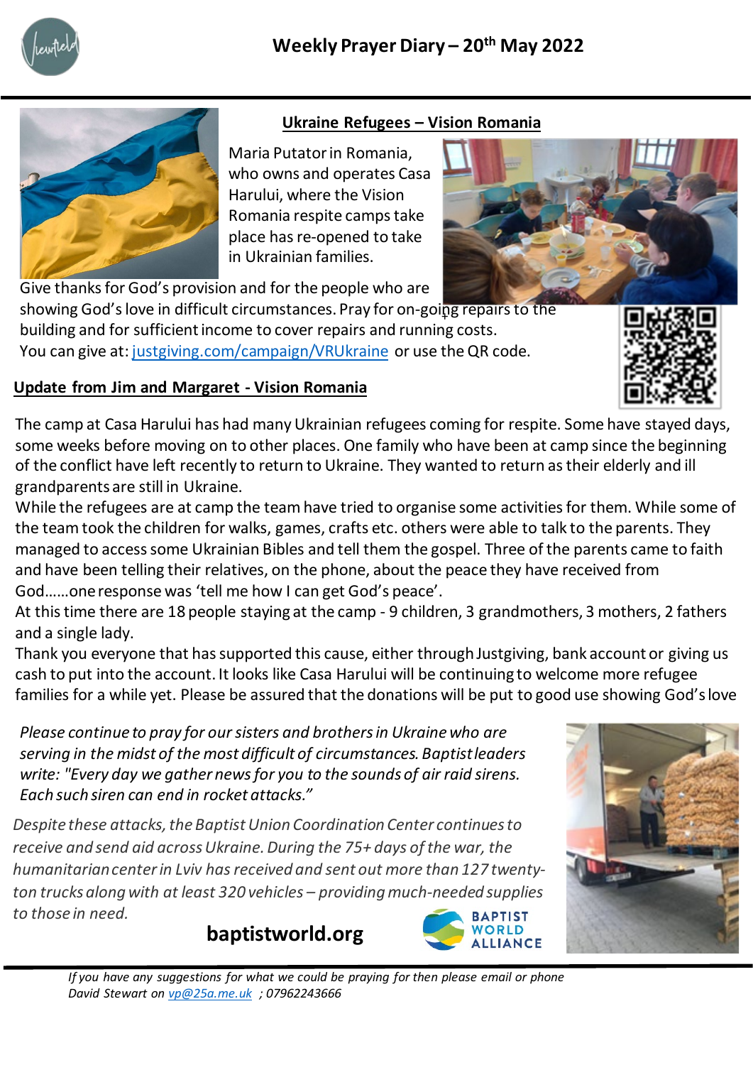# Weekly Prayer Diary – 20th May 2022

## Ukraine Refugees – Vision Romania

Maria Putator in Romania, who owns and operates Casa Harului, where the Vision Romania respite camps take place has re-opened to take in Ukrainian families.

Give thanks for God's provision and for the people who are showing God's love in difficult circumstances. Pray for on-going repairs to the building and for sufficient income to cover repairs and running costs.

You can give at: justgiving.com/campaign/VRUkraine or use the QR code.

## Update from Jim and Margaret - Vision Romania

The camp at Casa Harului has had many Ukrainian refugees coming for respite. Some have stayed days, some weeks before moving on to other places. One family who have been at camp since the beginning of the conflict have left recently to return to Ukraine. They wanted to return as their elderly and ill grandparents are still in Ukraine.

While the refugees are at camp the team have tried to organise some activities for them. While some of the team took the children for walks, games, crafts etc. others were able to talk to the parents. They managed to access some Ukrainian Bibles and tell them the gospel. Three of the parents came to faith and have been telling their relatives, on the phone, about the peace they have received from God……one response was 'tell me how I can get God's peace'.

At this time there are 18 people staying at the camp - 9 children, 3 grandmothers, 3 mothers, 2 fathers and a single lady.

Thank you everyone that has supported this cause, either through Justgiving, bank account or giving us cash to put into the account. It looks like Casa Harului will be continuing to welcome more refugee families for a while yet. Please be assured that the donations will be put to good use showing God's love

*Please continue to pray for our sisters and brothers in Ukraine who are serving in the midst of the most difficult of circumstances. Baptist leaders write: "Every day we gather news for you to the sounds of air raid sirens. Each such siren can end in rocket attacks."*

*Despite these attacks, the Baptist Union Coordination Center continues to receive and send aid across Ukraine. During the 75+ days of the war, the humanitarian center in Lviv has received and sent out more than 127 twenty-ton trucks along with at least 320 vehicles – providing much-needed supplies to those in need.*

**baptistworld.org**

BAPTIST WORLD ALLIANCE

*If you have any suggestions for what we could be praying for then please email or phone David Stewart on vp@25a.me.uk ; 07962243666*